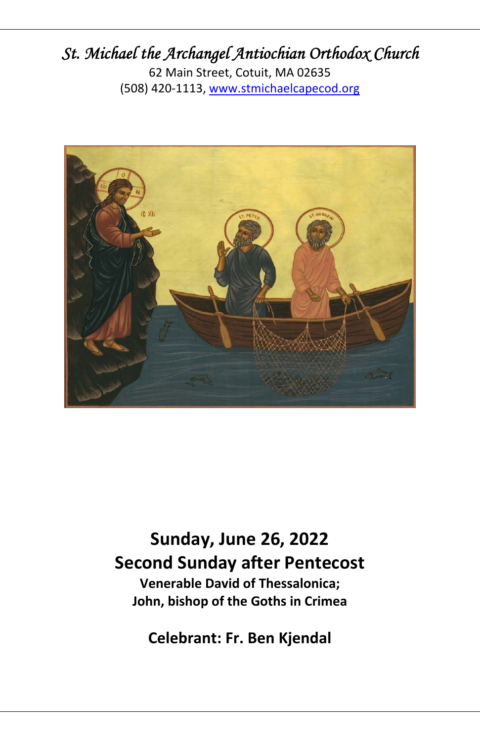# *St. Michael the Archangel Antiochian Orthodox Church*

62 Main Street, Cotuit, MA 02635

(508) 420-1113, [www.stmichaelcapecod.org](www.stmichaelcapecod.org)

## Sunday, June 26, 2022

## Second Sunday after Pentecost

**Venerable David of Thessalonica;**

**John, bishop of the Goths in Crimea**

### Celebrant: Fr. Ben Kjendal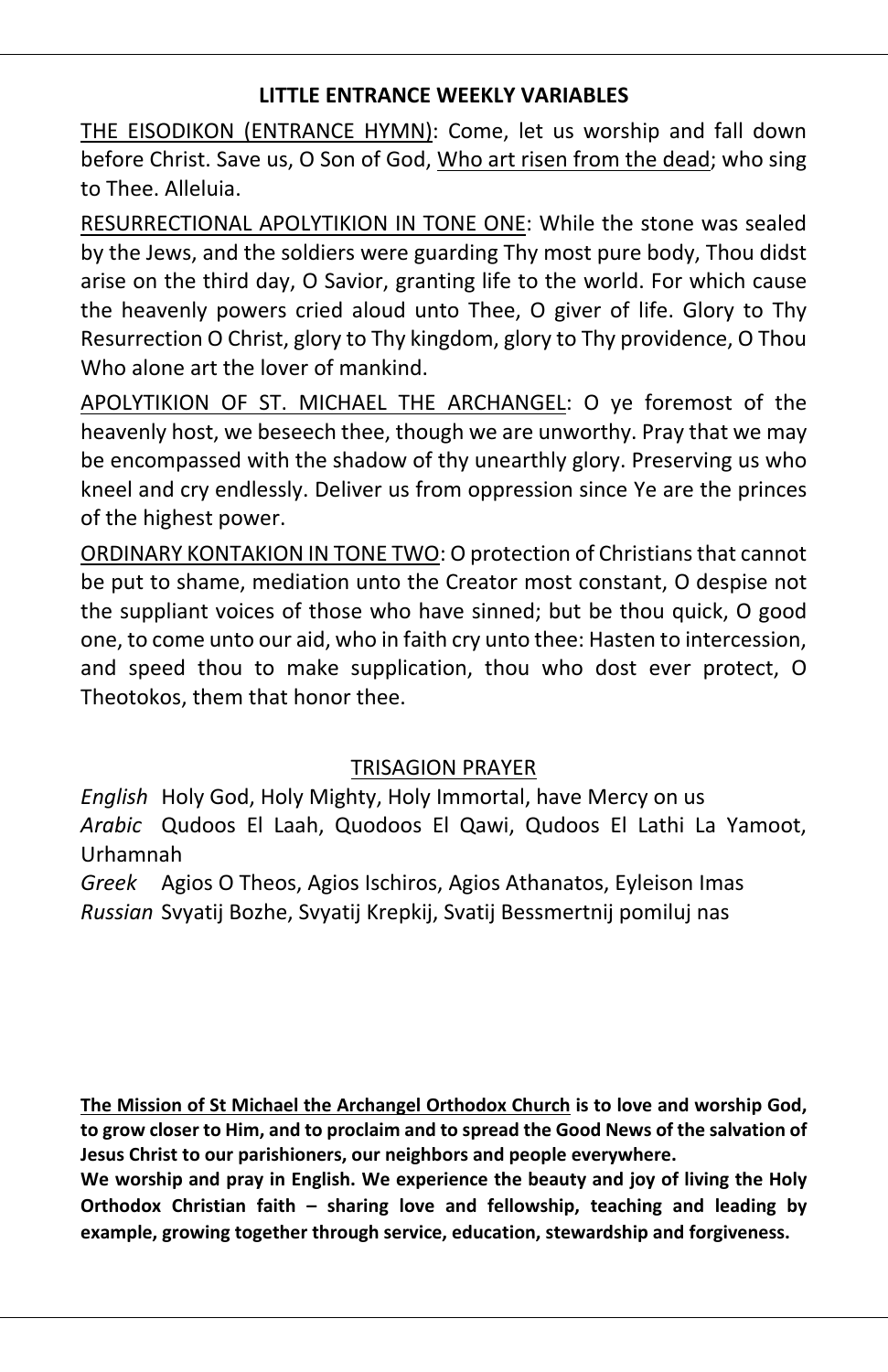## LITTLE ENTRANCE WEEKLY VARIABLES

<u>THE EISODIKON (ENTRANCE HYMN)</u>: Come, let us worship and fall down before Christ. Save us, O Son of God, <u>Who art risen from the dead</u>; who sing to Thee. Alleluia.

<u>RESURRECTIONAL APOLYTIKION IN TONE ONE</u>: While the stone was sealed by the Jews, and the soldiers were guarding Thy most pure body, Thou didst arise on the third day, O Savior, granting life to the world. For which cause the heavenly powers cried aloud unto Thee, O giver of life. Glory to Thy Resurrection O Christ, glory to Thy kingdom, glory to Thy providence, O Thou Who alone art the lover of mankind.

<u>APOLYTIKION OF ST. MICHAEL THE ARCHANGEL</u>: O ye foremost of the heavenly host, we beseech thee, though we are unworthy. Pray that we may be encompassed with the shadow of thy unearthly glory. Preserving us who kneel and cry endlessly. Deliver us from oppression since Ye are the princes of the highest power.

<u>ORDINARY KONTAKION IN TONE TWO</u>: O protection of Christians that cannot be put to shame, mediation unto the Creator most constant, O despise not the suppliant voices of those who have sinned; but be thou quick, O good one, to come unto our aid, who in faith cry unto thee: Hasten to intercession, and speed thou to make supplication, thou who dost ever protect, O Theotokos, them that honor thee.

### <u>TRISAGION PRAYER</u>

*English* Holy God, Holy Mighty, Holy Immortal, have Mercy on us
*Arabic* Qudoos El Laah, Quodoos El Qawi, Qudoos El Lathi La Yamoot, Urhamnah
*Greek* Agios O Theos, Agios Ischiros, Agios Athanatos, Eyleison Imas
*Russian* Svyatij Bozhe, Svyatij Krepkij, Svatij Bessmertnij pomiluj nas

**<u>The Mission of St Michael the Archangel Orthodox Church</u> is to love and worship God, to grow closer to Him, and to proclaim and to spread the Good News of the salvation of Jesus Christ to our parishioners, our neighbors and people everywhere.**
**We worship and pray in English. We experience the beauty and joy of living the Holy Orthodox Christian faith – sharing love and fellowship, teaching and leading by example, growing together through service, education, stewardship and forgiveness.**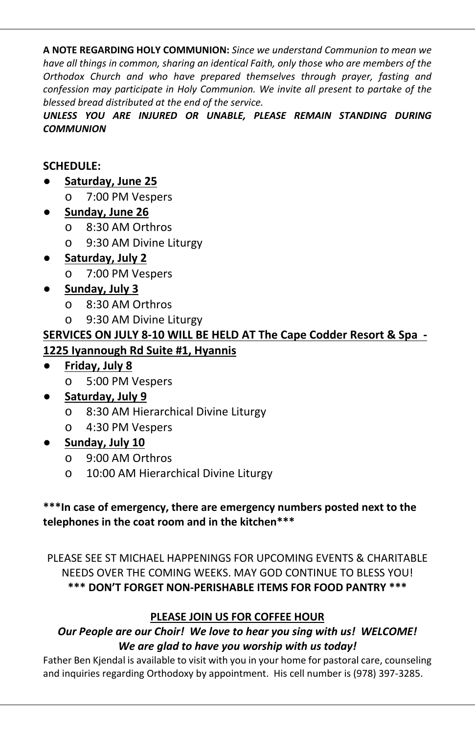**A NOTE REGARDING HOLY COMMUNION:** *Since we understand Communion to mean we have all things in common, sharing an identical Faith, only those who are members of the Orthodox Church and who have prepared themselves through prayer, fasting and confession may participate in Holy Communion. We invite all present to partake of the blessed bread distributed at the end of the service.*

***UNLESS YOU ARE INJURED OR UNABLE, PLEASE REMAIN STANDING DURING COMMUNION***

**SCHEDULE:**

- **Saturday, June 25**
  - 7:00 PM Vespers
- **Sunday, June 26**
  - 8:30 AM Orthros
  - 9:30 AM Divine Liturgy
- **Saturday, July 2**
  - 7:00 PM Vespers
- **Sunday, July 3**
  - 8:30 AM Orthros
  - 9:30 AM Divine Liturgy

**SERVICES ON JULY 8-10 WILL BE HELD AT The Cape Codder Resort & Spa - 1225 Iyannough Rd Suite #1, Hyannis**

- **Friday, July 8**
  - 5:00 PM Vespers
- **Saturday, July 9**
  - 8:30 AM Hierarchical Divine Liturgy
  - 4:30 PM Vespers
- **Sunday, July 10**
  - 9:00 AM Orthros
  - 10:00 AM Hierarchical Divine Liturgy

**\*\*\*In case of emergency, there are emergency numbers posted next to the telephones in the coat room and in the kitchen\*\*\***

PLEASE SEE ST MICHAEL HAPPENINGS FOR UPCOMING EVENTS & CHARITABLE NEEDS OVER THE COMING WEEKS. MAY GOD CONTINUE TO BLESS YOU!

**\*\*\* DON'T FORGET NON-PERISHABLE ITEMS FOR FOOD PANTRY \*\*\***

**PLEASE JOIN US FOR COFFEE HOUR**

***Our People are our Choir! We love to hear you sing with us! WELCOME!***
***We are glad to have you worship with us today!***

Father Ben Kjendal is available to visit with you in your home for pastoral care, counseling and inquiries regarding Orthodoxy by appointment. His cell number is (978) 397-3285.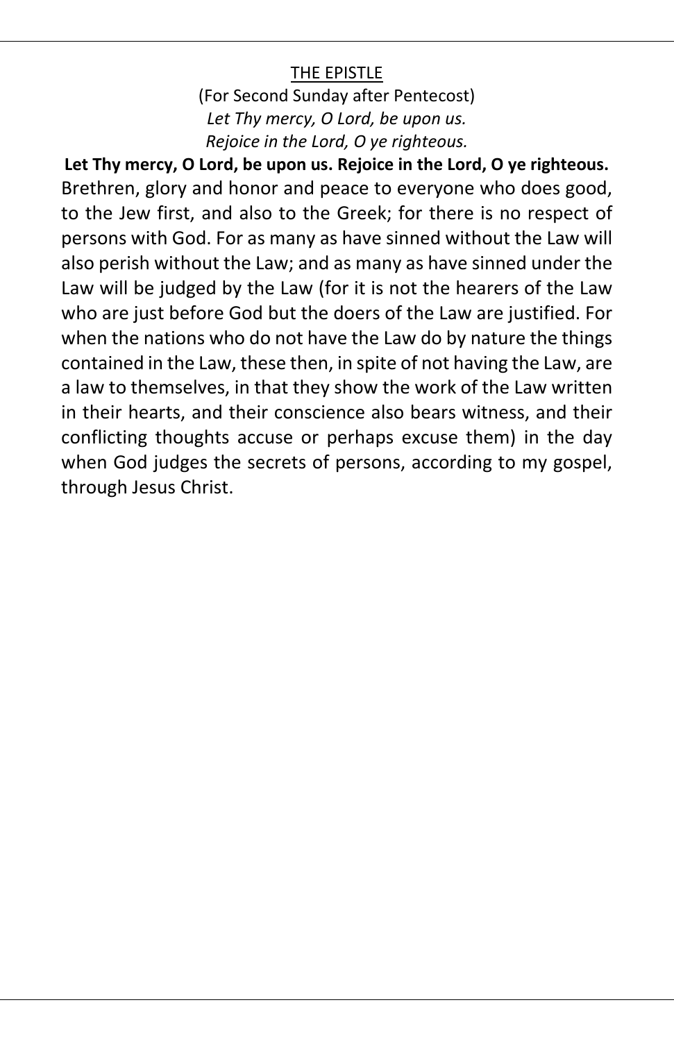## THE EPISTLE

(For Second Sunday after Pentecost)

*Let Thy mercy, O Lord, be upon us.*
*Rejoice in the Lord, O ye righteous.*

**Let Thy mercy, O Lord, be upon us. Rejoice in the Lord, O ye righteous.**
Brethren, glory and honor and peace to everyone who does good, to the Jew first, and also to the Greek; for there is no respect of persons with God. For as many as have sinned without the Law will also perish without the Law; and as many as have sinned under the Law will be judged by the Law (for it is not the hearers of the Law who are just before God but the doers of the Law are justified. For when the nations who do not have the Law do by nature the things contained in the Law, these then, in spite of not having the Law, are a law to themselves, in that they show the work of the Law written in their hearts, and their conscience also bears witness, and their conflicting thoughts accuse or perhaps excuse them) in the day when God judges the secrets of persons, according to my gospel, through Jesus Christ.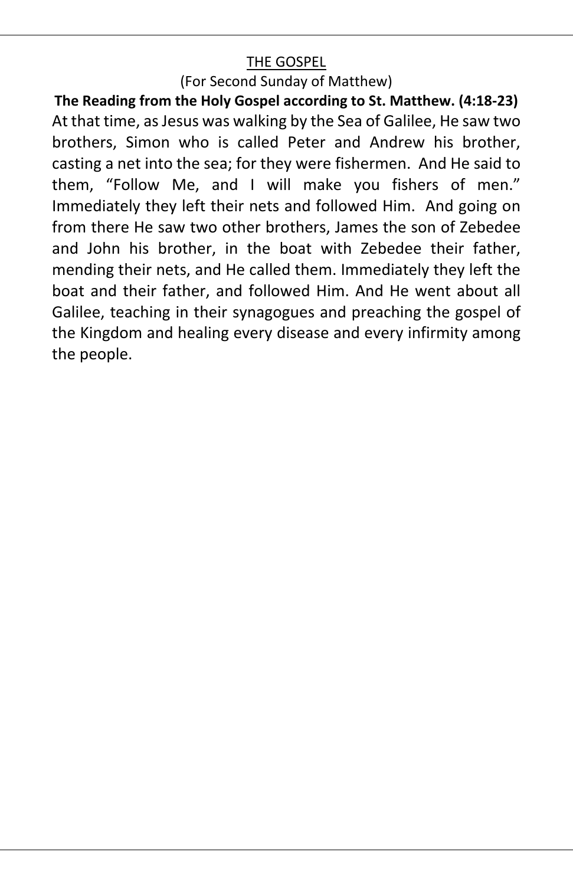## THE GOSPEL

(For Second Sunday of Matthew)

**The Reading from the Holy Gospel according to St. Matthew. (4:18-23)**

At that time, as Jesus was walking by the Sea of Galilee, He saw two brothers, Simon who is called Peter and Andrew his brother, casting a net into the sea; for they were fishermen. And He said to them, "Follow Me, and I will make you fishers of men." Immediately they left their nets and followed Him. And going on from there He saw two other brothers, James the son of Zebedee and John his brother, in the boat with Zebedee their father, mending their nets, and He called them. Immediately they left the boat and their father, and followed Him. And He went about all Galilee, teaching in their synagogues and preaching the gospel of the Kingdom and healing every disease and every infirmity among the people.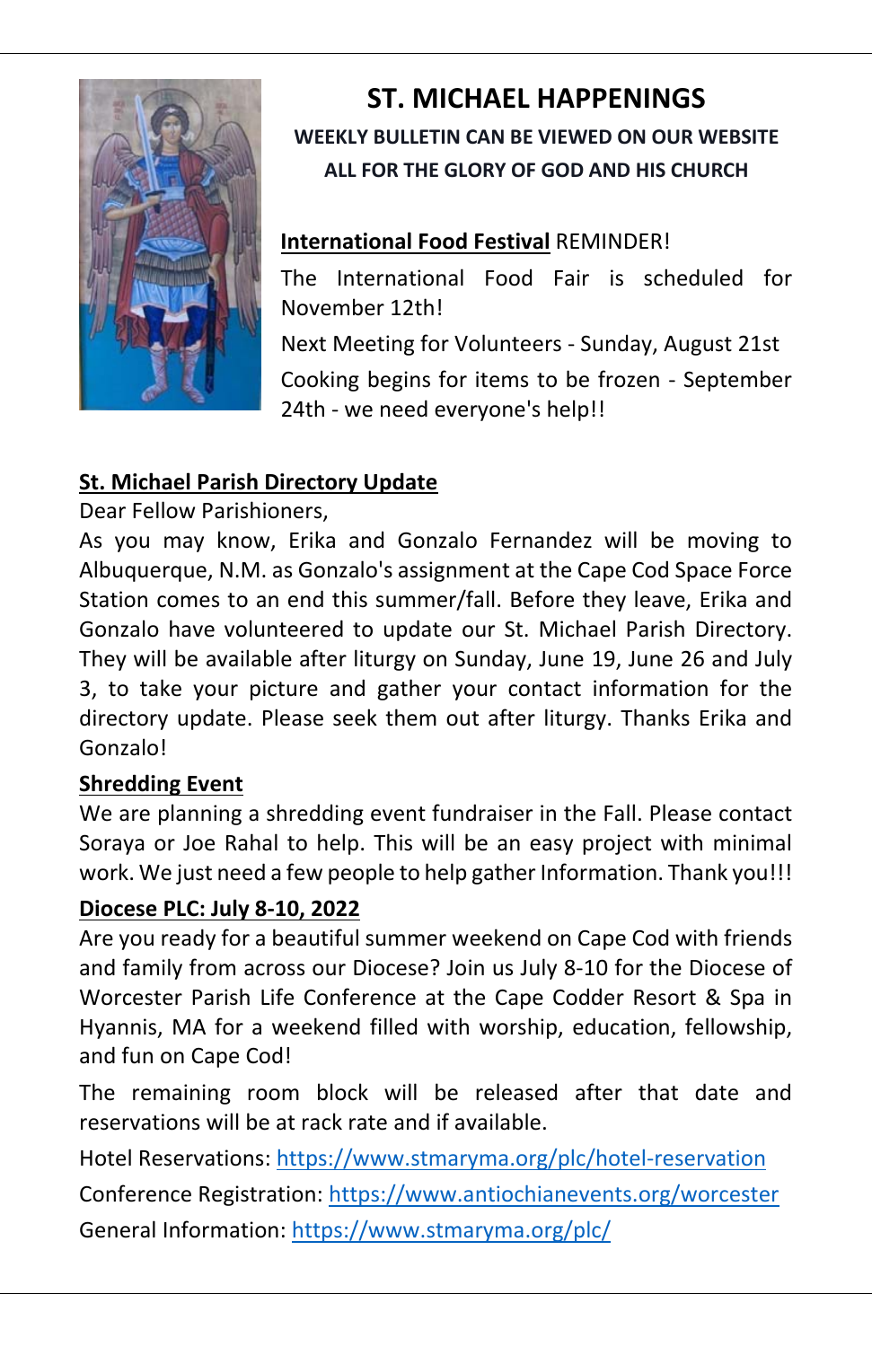# ST. MICHAEL HAPPENINGS

**WEEKLY BULLETIN CAN BE VIEWED ON OUR WEBSITE**

**ALL FOR THE GLORY OF GOD AND HIS CHURCH**

**International Food Festival** REMINDER!

The International Food Fair is scheduled for November 12th!

Next Meeting for Volunteers - Sunday, August 21st

Cooking begins for items to be frozen - September 24th - we need everyone's help!!

**St. Michael Parish Directory Update**

Dear Fellow Parishioners,

As you may know, Erika and Gonzalo Fernandez will be moving to Albuquerque, N.M. as Gonzalo's assignment at the Cape Cod Space Force Station comes to an end this summer/fall. Before they leave, Erika and Gonzalo have volunteered to update our St. Michael Parish Directory. They will be available after liturgy on Sunday, June 19, June 26 and July 3, to take your picture and gather your contact information for the directory update. Please seek them out after liturgy. Thanks Erika and Gonzalo!

**Shredding Event**

We are planning a shredding event fundraiser in the Fall. Please contact Soraya or Joe Rahal to help. This will be an easy project with minimal work. We just need a few people to help gather Information. Thank you!!!

**Diocese PLC: July 8-10, 2022**

Are you ready for a beautiful summer weekend on Cape Cod with friends and family from across our Diocese? Join us July 8-10 for the Diocese of Worcester Parish Life Conference at the Cape Codder Resort & Spa in Hyannis, MA for a weekend filled with worship, education, fellowship, and fun on Cape Cod!

The remaining room block will be released after that date and reservations will be at rack rate and if available.

Hotel Reservations: https://www.stmaryma.org/plc/hotel-reservation

Conference Registration: https://www.antiochianevents.org/worcester

General Information: https://www.stmaryma.org/plc/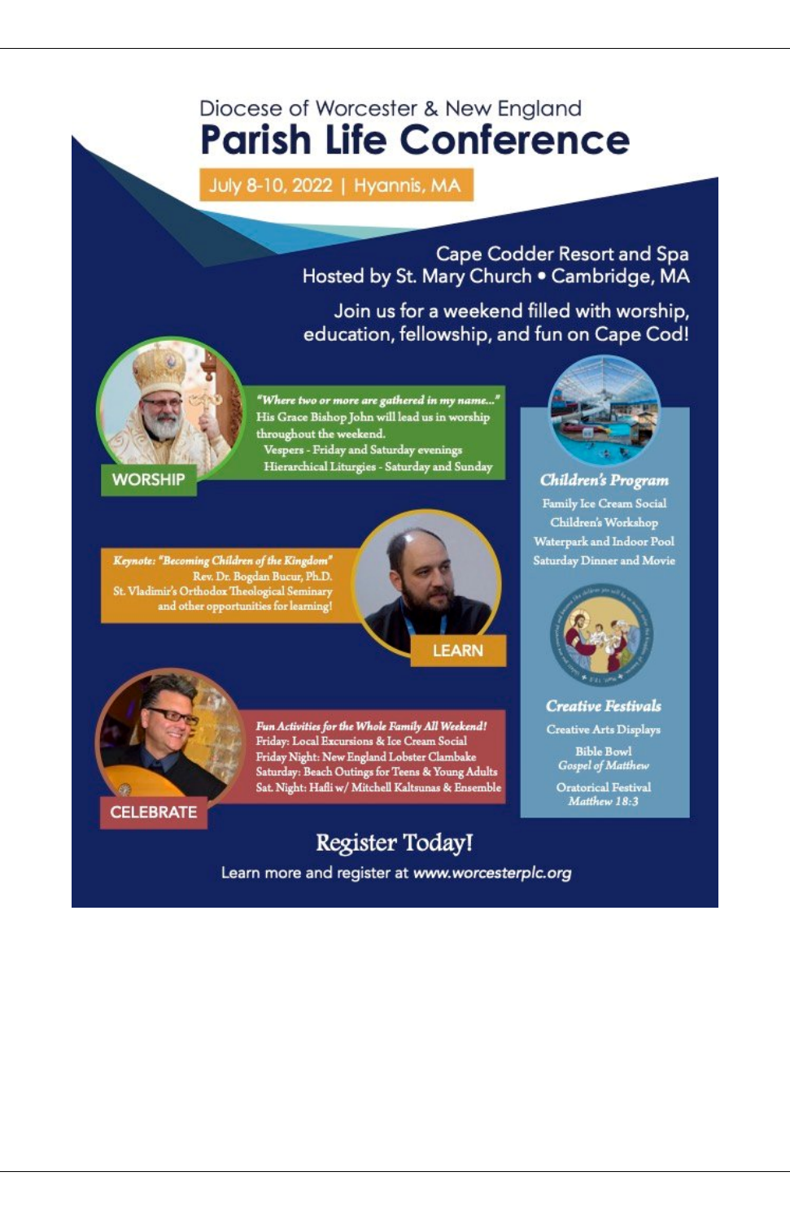Diocese of Worcester & New England

# Parish Life Conference

**July 8-10, 2022 | Hyannis, MA**

Cape Codder Resort and Spa
Hosted by St. Mary Church • Cambridge, MA

Join us for a weekend filled with worship, education, fellowship, and fun on Cape Cod!

## WORSHIP

*"Where two or more are gathered in my name..."*
His Grace Bishop John will lead us in worship throughout the weekend.
Vespers - Friday and Saturday evenings
Hierarchical Liturgies - Saturday and Sunday

## LEARN

*Keynote: "Becoming Children of the Kingdom"*
Rev. Dr. Bogdan Bucur, Ph.D.
St. Vladimir's Orthodox Theological Seminary
and other opportunities for learning!

## CELEBRATE

*Fun Activities for the Whole Family All Weekend!*
Friday: Local Excursions & Ice Cream Social
Friday Night: New England Lobster Clambake
Saturday: Beach Outings for Teens & Young Adults
Sat. Night: Hafli w/ Mitchell Kaltsunas & Ensemble

## *Children's Program*

Family Ice Cream Social
Children's Workshop
Waterpark and Indoor Pool
Saturday Dinner and Movie

## *Creative Festivals*

Creative Arts Displays

Bible Bowl
*Gospel of Matthew*

Oratorical Festival
*Matthew 18:3*

## Register Today!

Learn more and register at *www.worcesterplc.org*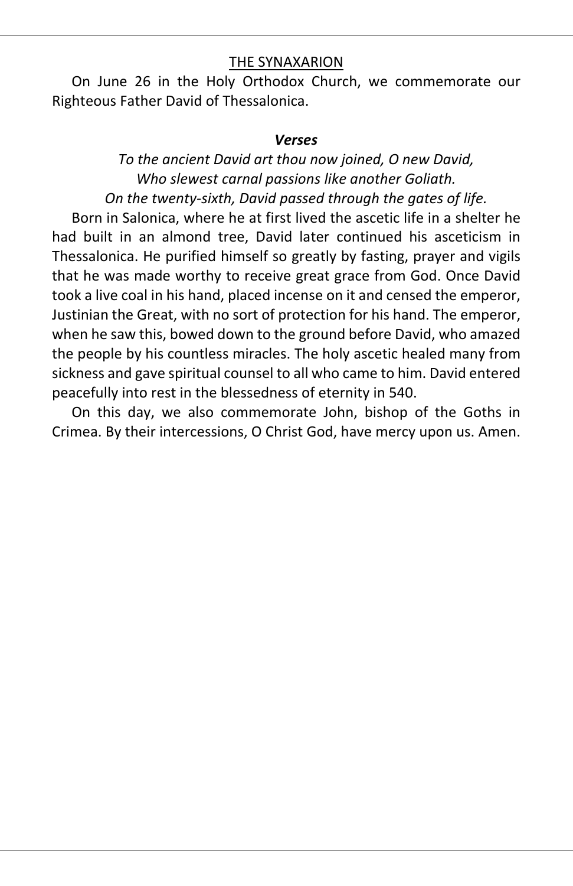## THE SYNAXARION

On June 26 in the Holy Orthodox Church, we commemorate our Righteous Father David of Thessalonica.

***Verses***

*To the ancient David art thou now joined, O new David,*
*Who slewest carnal passions like another Goliath.*
*On the twenty-sixth, David passed through the gates of life.*

Born in Salonica, where he at first lived the ascetic life in a shelter he had built in an almond tree, David later continued his asceticism in Thessalonica. He purified himself so greatly by fasting, prayer and vigils that he was made worthy to receive great grace from God. Once David took a live coal in his hand, placed incense on it and censed the emperor, Justinian the Great, with no sort of protection for his hand. The emperor, when he saw this, bowed down to the ground before David, who amazed the people by his countless miracles. The holy ascetic healed many from sickness and gave spiritual counsel to all who came to him. David entered peacefully into rest in the blessedness of eternity in 540.

On this day, we also commemorate John, bishop of the Goths in Crimea. By their intercessions, O Christ God, have mercy upon us. Amen.